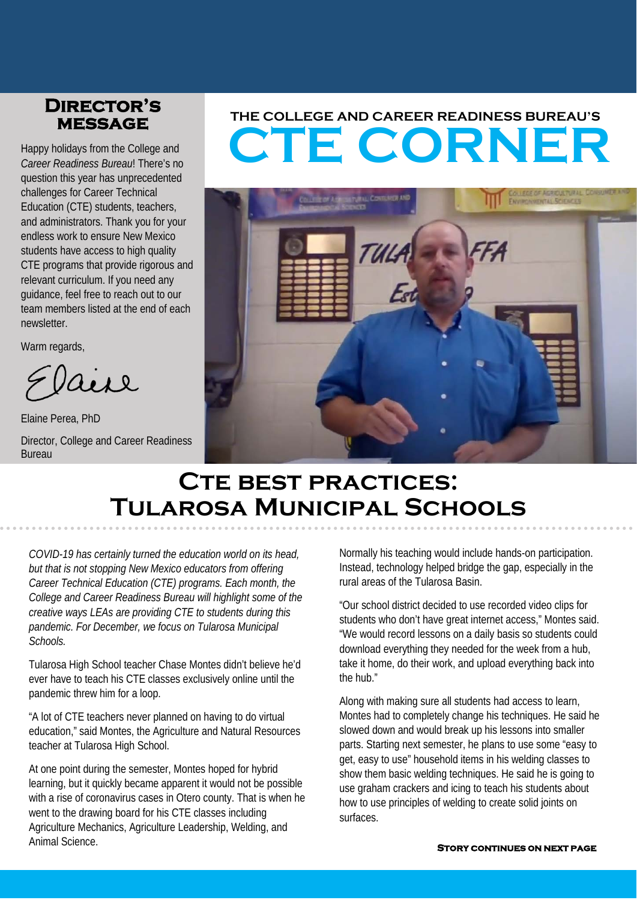## Director's Message

Happy holidays from the College and *Career Readiness Bureau*! There's no question this year has unprecedented challenges for Career Technical Education (CTE) students, teachers, and administrators. Thank you for your endless work to ensure New Mexico students have access to high quality CTE programs that provide rigorous and relevant curriculum. If you need any guidance, feel free to reach out to our team members listed at the end of each newsletter.

Warm regards,

Elaine

Elaine Perea, PhD

Director, College and Career Readiness Bureau

# The College and Career Readiness Bureau's CTE CORNER

## CTE Best Practices: Tularosa Municipal Schools

*COVID-19 has certainly turned the education world on its head, but that is not stopping New Mexico educators from offering Career Technical Education (CTE) programs. Each month, the College and Career Readiness Bureau will highlight some of the creative ways LEAs are providing CTE to students during this pandemic. For December, we focus on Tularosa Municipal Schools.*

Tularosa High School teacher Chase Montes didn't believe he'd ever have to teach his CTE classes exclusively online until the pandemic threw him for a loop.

"A lot of CTE teachers never planned on having to do virtual education," said Montes, the Agriculture and Natural Resources teacher at Tularosa High School.

At one point during the semester, Montes hoped for hybrid learning, but it quickly became apparent it would not be possible with a rise of coronavirus cases in Otero county. That is when he went to the drawing board for his CTE classes including Agriculture Mechanics, Agriculture Leadership, Welding, and Animal Science.

Normally his teaching would include hands-on participation. Instead, technology helped bridge the gap, especially in the rural areas of the Tularosa Basin.

"Our school district decided to use recorded video clips for students who don't have great internet access," Montes said. "We would record lessons on a daily basis so students could download everything they needed for the week from a hub, take it home, do their work, and upload everything back into the hub."

Along with making sure all students had access to learn, Montes had to completely change his techniques. He said he slowed down and would break up his lessons into smaller parts. Starting next semester, he plans to use some "easy to get, easy to use" household items in his welding classes to show them basic welding techniques. He said he is going to use graham crackers and icing to teach his students about how to use principles of welding to create solid joints on surfaces.

**Story continues on next page**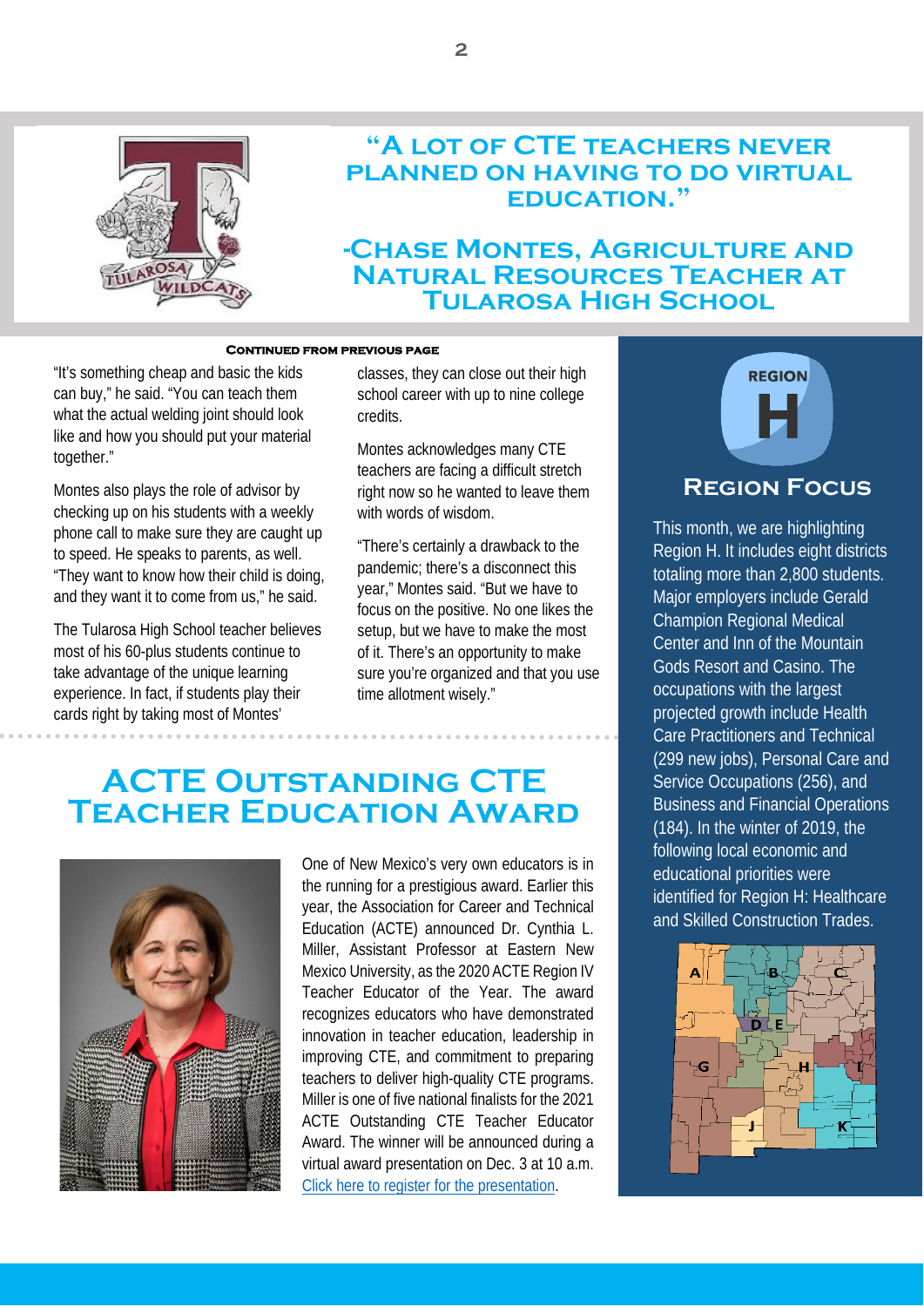# "A lot of CTE teachers never planned on having to do virtual education."

## -Chase Montes, Agriculture and Natural Resources Teacher at Tularosa High School

**Continued from previous page**

"It's something cheap and basic the kids can buy," he said. "You can teach them what the actual welding joint should look like and how you should put your material together."

Montes also plays the role of advisor by checking up on his students with a weekly phone call to make sure they are caught up to speed. He speaks to parents, as well. "They want to know how their child is doing, and they want it to come from us," he said.

The Tularosa High School teacher believes most of his 60-plus students continue to take advantage of the unique learning experience. In fact, if students play their cards right by taking most of Montes' classes, they can close out their high school career with up to nine college credits.

Montes acknowledges many CTE teachers are facing a difficult stretch right now so he wanted to leave them with words of wisdom.

"There's certainly a drawback to the pandemic; there's a disconnect this year," Montes said. "But we have to focus on the positive. No one likes the setup, but we have to make the most of it. There's an opportunity to make sure you're organized and that you use time allotment wisely."

# ACTE Outstanding CTE Teacher Education Award

One of New Mexico's very own educators is in the running for a prestigious award. Earlier this year, the Association for Career and Technical Education (ACTE) announced Dr. Cynthia L. Miller, Assistant Professor at Eastern New Mexico University, as the 2020 ACTE Region IV Teacher Educator of the Year. The award recognizes educators who have demonstrated innovation in teacher education, leadership in improving CTE, and commitment to preparing teachers to deliver high-quality CTE programs. Miller is one of five national finalists for the 2021 ACTE Outstanding CTE Teacher Educator Award. The winner will be announced during a virtual award presentation on Dec. 3 at 10 a.m. [Click here to register for the presentation].

## Region Focus

REGION H

This month, we are highlighting Region H. It includes eight districts totaling more than 2,800 students. Major employers include Gerald Champion Regional Medical Center and Inn of the Mountain Gods Resort and Casino. The occupations with the largest projected growth include Health Care Practitioners and Technical (299 new jobs), Personal Care and Service Occupations (256), and Business and Financial Operations (184). In the winter of 2019, the following local economic and educational priorities were identified for Region H: Healthcare and Skilled Construction Trades.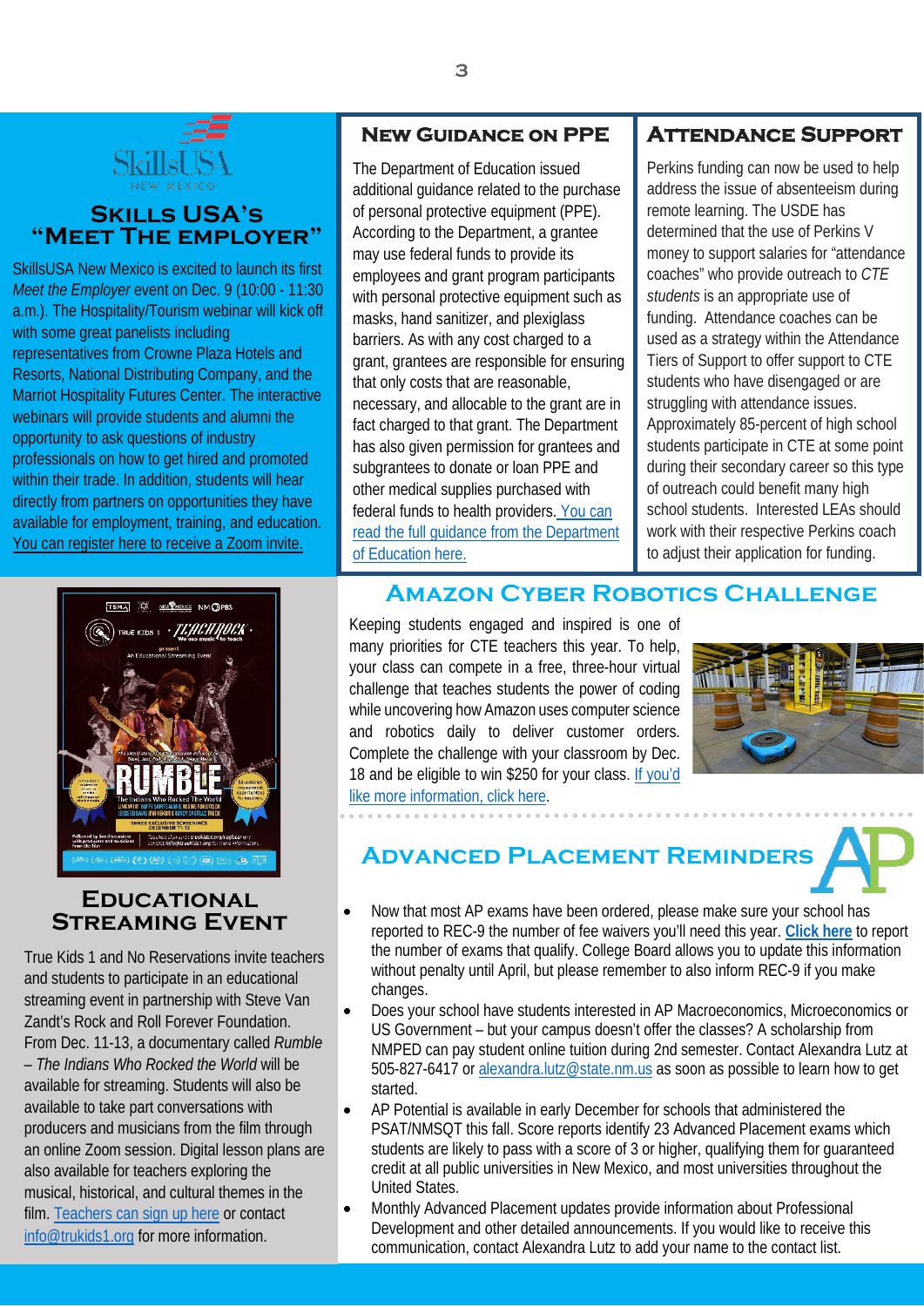## Skills USA's "Meet The Employer"

SkillsUSA New Mexico is excited to launch its first *Meet the Employer* event on Dec. 9 (10:00 - 11:30 a.m.). The Hospitality/Tourism webinar will kick off with some great panelists including representatives from Crowne Plaza Hotels and Resorts, National Distributing Company, and the Marriot Hospitality Futures Center. The interactive webinars will provide students and alumni the opportunity to ask questions of industry professionals on how to get hired and promoted within their trade. In addition, students will hear directly from partners on opportunities they have available for employment, training, and education. You can register here to receive a Zoom invite.

## New Guidance on PPE

The Department of Education issued additional guidance related to the purchase of personal protective equipment (PPE). According to the Department, a grantee may use federal funds to provide its employees and grant program participants with personal protective equipment such as masks, hand sanitizer, and plexiglass barriers. As with any cost charged to a grant, grantees are responsible for ensuring that only costs that are reasonable, necessary, and allocable to the grant are in fact charged to that grant. The Department has also given permission for grantees and subgrantees to donate or loan PPE and other medical supplies purchased with federal funds to health providers. You can read the full guidance from the Department of Education here.

## Attendance Support

Perkins funding can now be used to help address the issue of absenteeism during remote learning. The USDE has determined that the use of Perkins V money to support salaries for "attendance coaches" who provide outreach to *CTE students* is an appropriate use of funding. Attendance coaches can be used as a strategy within the Attendance Tiers of Support to offer support to CTE students who have disengaged or are struggling with attendance issues. Approximately 85-percent of high school students participate in CTE at some point during their secondary career so this type of outreach could benefit many high school students. Interested LEAs should work with their respective Perkins coach to adjust their application for funding.

## Educational Streaming Event

True Kids 1 and No Reservations invite teachers and students to participate in an educational streaming event in partnership with Steve Van Zandt's Rock and Roll Forever Foundation. From Dec. 11-13, a documentary called *Rumble – The Indians Who Rocked the World* will be available for streaming. Students will also be available to take part conversations with producers and musicians from the film through an online Zoom session. Digital lesson plans are also available for teachers exploring the musical, historical, and cultural themes in the film. Teachers can sign up here or contact info@trukids1.org for more information.

## Amazon Cyber Robotics Challenge

Keeping students engaged and inspired is one of many priorities for CTE teachers this year. To help, your class can compete in a free, three-hour virtual challenge that teaches students the power of coding while uncovering how Amazon uses computer science and robotics daily to deliver customer orders. Complete the challenge with your classroom by Dec. 18 and be eligible to win $250 for your class. If you'd like more information, click here.

## Advanced Placement Reminders

- Now that most AP exams have been ordered, please make sure your school has reported to REC-9 the number of fee waivers you'll need this year. **Click here** to report the number of exams that qualify. College Board allows you to update this information without penalty until April, but please remember to also inform REC-9 if you make changes.
- Does your school have students interested in AP Macroeconomics, Microeconomics or US Government – but your campus doesn't offer the classes? A scholarship from NMPED can pay student online tuition during 2nd semester. Contact Alexandra Lutz at 505-827-6417 or alexandra.lutz@state.nm.us as soon as possible to learn how to get started.
- AP Potential is available in early December for schools that administered the PSAT/NMSQT this fall. Score reports identify 23 Advanced Placement exams which students are likely to pass with a score of 3 or higher, qualifying them for guaranteed credit at all public universities in New Mexico, and most universities throughout the United States.
- Monthly Advanced Placement updates provide information about Professional Development and other detailed announcements. If you would like to receive this communication, contact Alexandra Lutz to add your name to the contact list.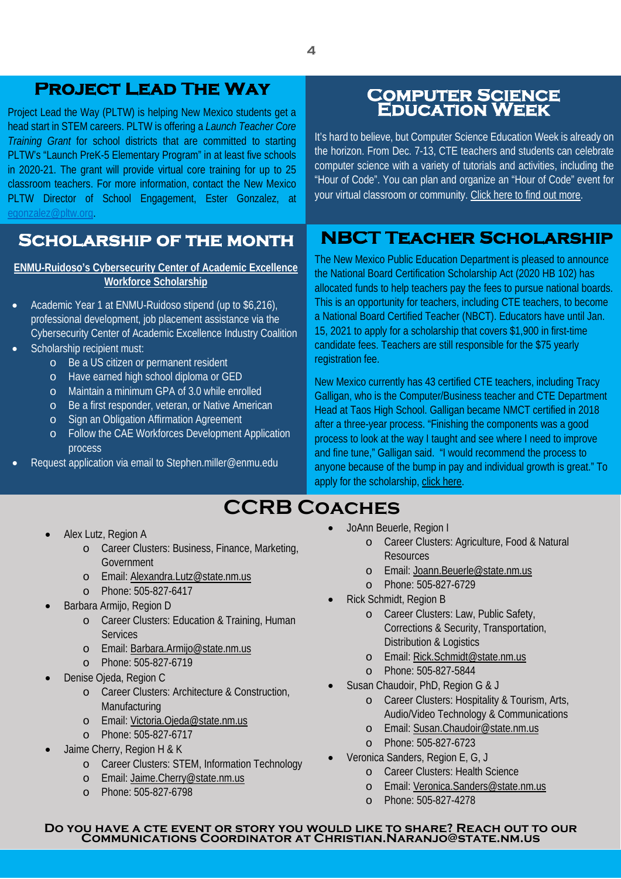## Project Lead The Way

Project Lead the Way (PLTW) is helping New Mexico students get a head start in STEM careers. PLTW is offering a *Launch Teacher Core Training Grant* for school districts that are committed to starting PLTW's "Launch PreK-5 Elementary Program" in at least five schools in 2020-21. The grant will provide virtual core training for up to 25 classroom teachers. For more information, contact the New Mexico PLTW Director of School Engagement, Ester Gonzalez, at egonzalez@pltw.org.

## Computer Science Education Week

It's hard to believe, but Computer Science Education Week is already on the horizon. From Dec. 7-13, CTE teachers and students can celebrate computer science with a variety of tutorials and activities, including the "Hour of Code". You can plan and organize an "Hour of Code" event for your virtual classroom or community. Click here to find out more.

## Scholarship of the Month

**ENMU-Ruidoso's Cybersecurity Center of Academic Excellence Workforce Scholarship**

- Academic Year 1 at ENMU-Ruidoso stipend (up to $6,216), professional development, job placement assistance via the Cybersecurity Center of Academic Excellence Industry Coalition
- Scholarship recipient must:
  - Be a US citizen or permanent resident
  - Have earned high school diploma or GED
  - Maintain a minimum GPA of 3.0 while enrolled
  - Be a first responder, veteran, or Native American
  - Sign an Obligation Affirmation Agreement
  - Follow the CAE Workforces Development Application process
- Request application via email to Stephen.miller@enmu.edu

## NBCT Teacher Scholarship

The New Mexico Public Education Department is pleased to announce the National Board Certification Scholarship Act (2020 HB 102) has allocated funds to help teachers pay the fees to pursue national boards. This is an opportunity for teachers, including CTE teachers, to become a National Board Certified Teacher (NBCT). Educators have until Jan. 15, 2021 to apply for a scholarship that covers $1,900 in first-time candidate fees. Teachers are still responsible for the $75 yearly registration fee.

New Mexico currently has 43 certified CTE teachers, including Tracy Galligan, who is the Computer/Business teacher and CTE Department Head at Taos High School. Galligan became NMCT certified in 2018 after a three-year process. "Finishing the components was a good process to look at the way I taught and see where I need to improve and fine tune," Galligan said. "I would recommend the process to anyone because of the bump in pay and individual growth is great." To apply for the scholarship, click here.

## CCRB Coaches

- Alex Lutz, Region A
  - Career Clusters: Business, Finance, Marketing, Government
  - Email: Alexandra.Lutz@state.nm.us
  - Phone: 505-827-6417
- Barbara Armijo, Region D
  - Career Clusters: Education & Training, Human Services
  - Email: Barbara.Armijo@state.nm.us
  - Phone: 505-827-6719
- Denise Ojeda, Region C
  - Career Clusters: Architecture & Construction, Manufacturing
  - Email: Victoria.Ojeda@state.nm.us
  - Phone: 505-827-6717
- Jaime Cherry, Region H & K
  - Career Clusters: STEM, Information Technology
  - Email: Jaime.Cherry@state.nm.us
  - Phone: 505-827-6798
- JoAnn Beuerle, Region I
  - Career Clusters: Agriculture, Food & Natural Resources
  - Email: Joann.Beuerle@state.nm.us
  - Phone: 505-827-6729
- Rick Schmidt, Region B
  - Career Clusters: Law, Public Safety, Corrections & Security, Transportation, Distribution & Logistics
  - Email: Rick.Schmidt@state.nm.us
  - Phone: 505-827-5844
- Susan Chaudoir, PhD, Region G & J
  - Career Clusters: Hospitality & Tourism, Arts, Audio/Video Technology & Communications
  - Email: Susan.Chaudoir@state.nm.us
  - Phone: 505-827-6723
- Veronica Sanders, Region E, G, J
  - Career Clusters: Health Science
  - Email: Veronica.Sanders@state.nm.us
  - Phone: 505-827-4278

**Do you have a CTE event or story you would like to share? Reach out to our Communications Coordinator at Christian.Naranjo@state.nm.us**